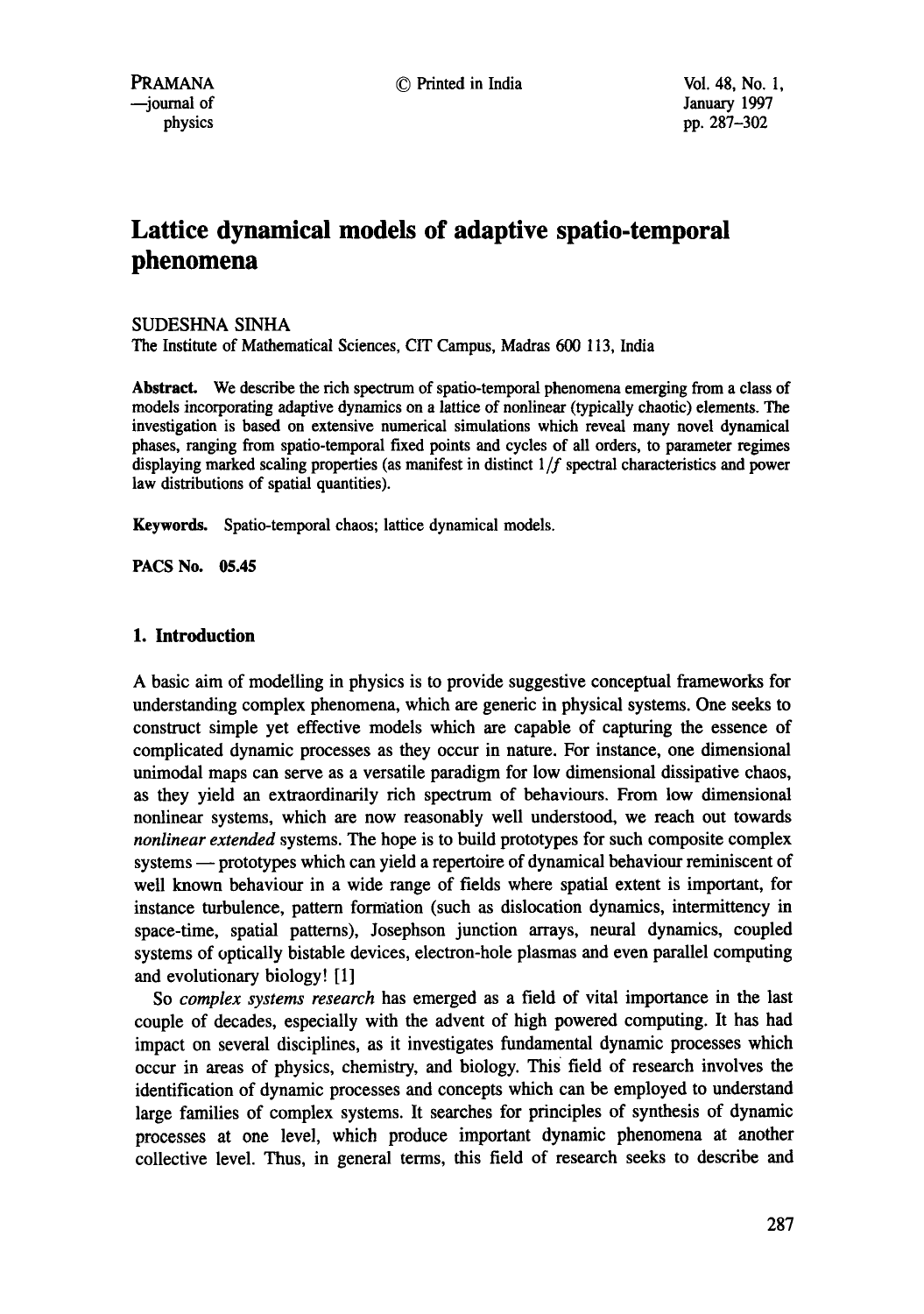# Lattice dynamical models of adaptive spatio-temporal phenomena

SUDESHNA SINHA

The Institute of Mathematical Sciences, CIT Campus, Madras 600 113, India

**Abstract.** We describe the rich spectrum of spatio-temporal phenomena emerging from a class of models incorporating adaptive dynamics on a lattice of nonlinear (typically chaotic) elements. The investigation is based on extensive numerical simulations which reveal many novel dynamical phases, ranging from spatio-temporal fixed points and cycles of all orders, to parameter regimes displaying marked scaling properties (as manifest in distinct $1/f$ spectral characteristics and power law distributions of spatial quantities).

**Keywords.** Spatio-temporal chaos; lattice dynamical models.

**PACS No. 05.45**

## 1. Introduction

A basic aim of modelling in physics is to provide suggestive conceptual frameworks for understanding complex phenomena, which are generic in physical systems. One seeks to construct simple yet effective models which are capable of capturing the essence of complicated dynamic processes as they occur in nature. For instance, one dimensional unimodal maps can serve as a versatile paradigm for low dimensional dissipative chaos, as they yield an extraordinarily rich spectrum of behaviours. From low dimensional nonlinear systems, which are now reasonably well understood, we reach out towards *nonlinear extended* systems. The hope is to build prototypes for such composite complex systems — prototypes which can yield a repertoire of dynamical behaviour reminiscent of well known behaviour in a wide range of fields where spatial extent is important, for instance turbulence, pattern formation (such as dislocation dynamics, intermittency in space-time, spatial patterns), Josephson junction arrays, neural dynamics, coupled systems of optically bistable devices, electron-hole plasmas and even parallel computing and evolutionary biology! [1]

So *complex systems research* has emerged as a field of vital importance in the last couple of decades, especially with the advent of high powered computing. It has had impact on several disciplines, as it investigates fundamental dynamic processes which occur in areas of physics, chemistry, and biology. This field of research involves the identification of dynamic processes and concepts which can be employed to understand large families of complex systems. It searches for principles of synthesis of dynamic processes at one level, which produce important dynamic phenomena at another collective level. Thus, in general terms, this field of research seeks to describe and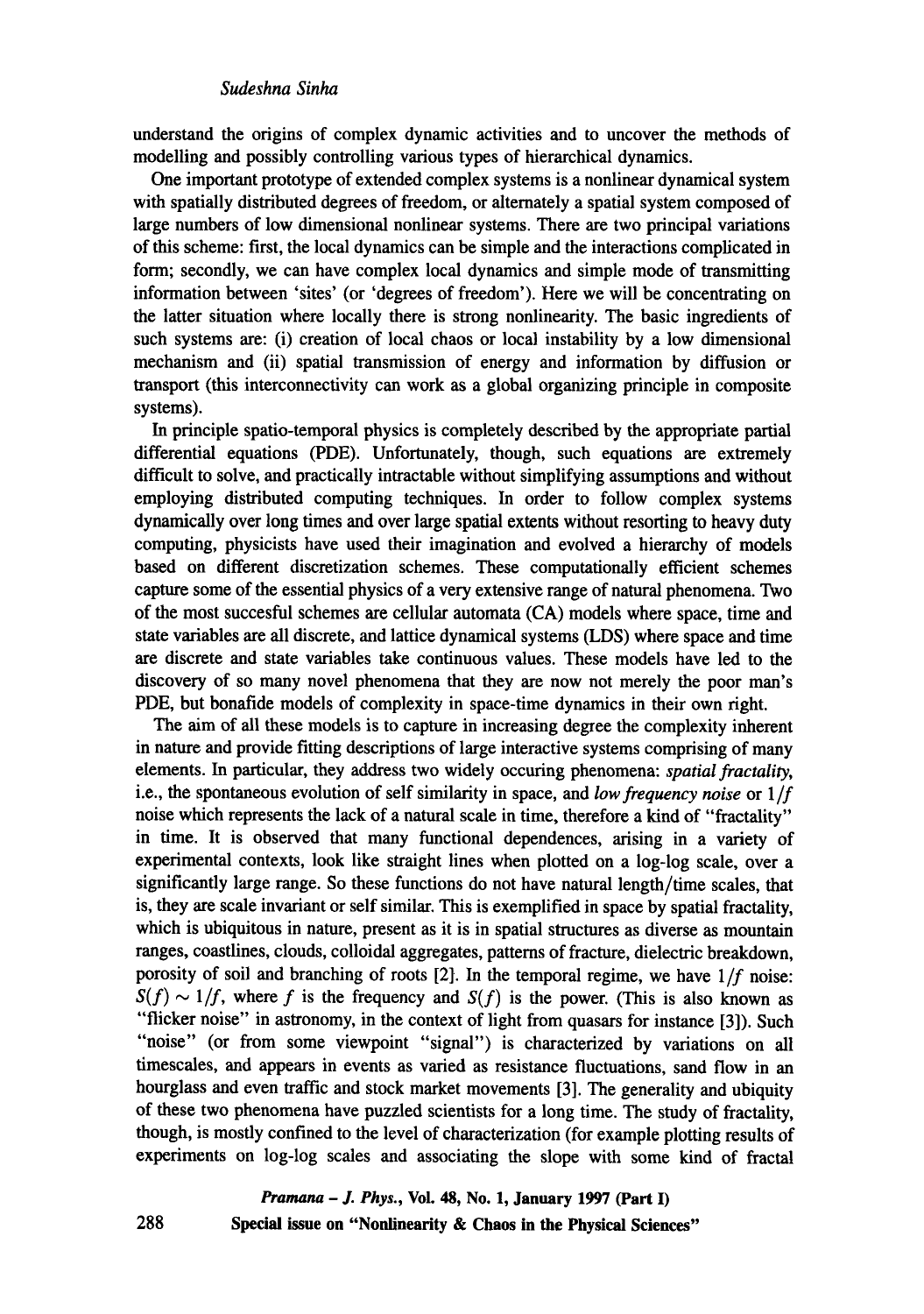understand the origins of complex dynamic activities and to uncover the methods of modelling and possibly controlling various types of hierarchical dynamics.

One important prototype of extended complex systems is a nonlinear dynamical system with spatially distributed degrees of freedom, or alternately a spatial system composed of large numbers of low dimensional nonlinear systems. There are two principal variations of this scheme: first, the local dynamics can be simple and the interactions complicated in form; secondly, we can have complex local dynamics and simple mode of transmitting information between 'sites' (or 'degrees of freedom'). Here we will be concentrating on the latter situation where locally there is strong nonlinearity. The basic ingredients of such systems are: (i) creation of local chaos or local instability by a low dimensional mechanism and (ii) spatial transmission of energy and information by diffusion or transport (this interconnectivity can work as a global organizing principle in composite systems).

In principle spatio-temporal physics is completely described by the appropriate partial differential equations (PDE). Unfortunately, though, such equations are extremely difficult to solve, and practically intractable without simplifying assumptions and without employing distributed computing techniques. In order to follow complex systems dynamically over long times and over large spatial extents without resorting to heavy duty computing, physicists have used their imagination and evolved a hierarchy of models based on different discretization schemes. These computationally efficient schemes capture some of the essential physics of a very extensive range of natural phenomena. Two of the most succesful schemes are cellular automata (CA) models where space, time and state variables are all discrete, and lattice dynamical systems (LDS) where space and time are discrete and state variables take continuous values. These models have led to the discovery of so many novel phenomena that they are now not merely the poor man's PDE, but bonafide models of complexity in space-time dynamics in their own right.

The aim of all these models is to capture in increasing degree the complexity inherent in nature and provide fitting descriptions of large interactive systems comprising of many elements. In particular, they address two widely occuring phenomena: *spatial fractality*, i.e., the spontaneous evolution of self similarity in space, and *low frequency noise* or $1/f$ noise which represents the lack of a natural scale in time, therefore a kind of "fractality" in time. It is observed that many functional dependences, arising in a variety of experimental contexts, look like straight lines when plotted on a log-log scale, over a significantly large range. So these functions do not have natural length/time scales, that is, they are scale invariant or self similar. This is exemplified in space by spatial fractality, which is ubiquitous in nature, present as it is in spatial structures as diverse as mountain ranges, coastlines, clouds, colloidal aggregates, patterns of fracture, dielectric breakdown, porosity of soil and branching of roots [2]. In the temporal regime, we have $1/f$ noise: $S(f) \sim 1/f$, where $f$ is the frequency and $S(f)$ is the power. (This is also known as "flicker noise" in astronomy, in the context of light from quasars for instance [3]). Such "noise" (or from some viewpoint "signal") is characterized by variations on all timescales, and appears in events as varied as resistance fluctuations, sand flow in an hourglass and even traffic and stock market movements [3]. The generality and ubiquity of these two phenomena have puzzled scientists for a long time. The study of fractality, though, is mostly confined to the level of characterization (for example plotting results of experiments on log-log scales and associating the slope with some kind of fractal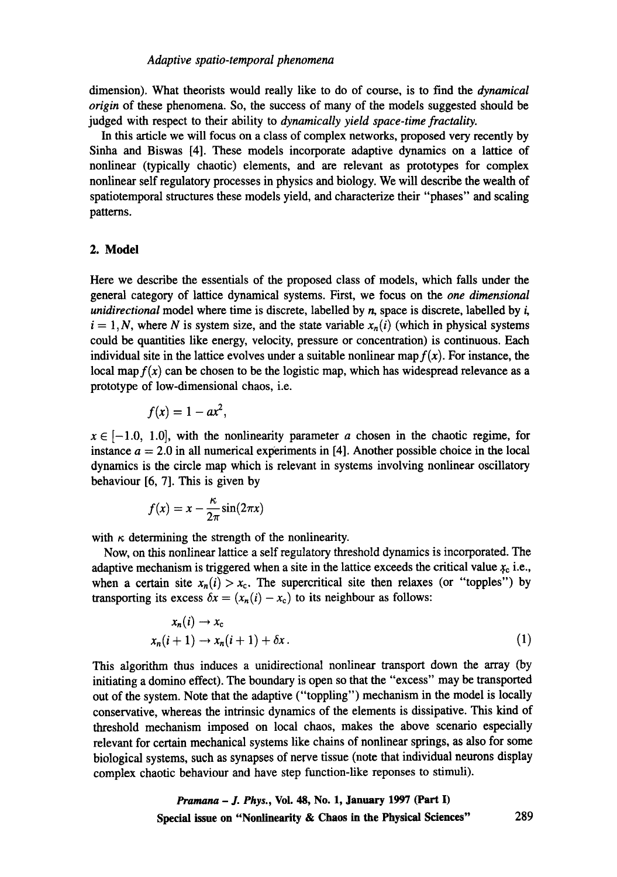dimension). What theorists would really like to do of course, is to find the *dynamical origin* of these phenomena. So, the success of many of the models suggested should be judged with respect to their ability to *dynamically yield space-time fractality*.

In this article we will focus on a class of complex networks, proposed very recently by Sinha and Biswas [4]. These models incorporate adaptive dynamics on a lattice of nonlinear (typically chaotic) elements, and are relevant as prototypes for complex nonlinear self regulatory processes in physics and biology. We will describe the wealth of spatiotemporal structures these models yield, and characterize their "phases" and scaling patterns.

## 2. Model

Here we describe the essentials of the proposed class of models, which falls under the general category of lattice dynamical systems. First, we focus on the *one dimensional unidirectional* model where time is discrete, labelled by $n$, space is discrete, labelled by $i$, $i = 1, N$, where $N$ is system size, and the state variable $x_n(i)$ (which in physical systems could be quantities like energy, velocity, pressure or concentration) is continuous. Each individual site in the lattice evolves under a suitable nonlinear map $f(x)$. For instance, the local map $f(x)$ can be chosen to be the logistic map, which has widespread relevance as a prototype of low-dimensional chaos, i.e.

$$f(x) = 1 - ax^2,$$

$x \in [-1.0, 1.0]$, with the nonlinearity parameter $a$ chosen in the chaotic regime, for instance $a = 2.0$ in all numerical experiments in [4]. Another possible choice in the local dynamics is the circle map which is relevant in systems involving nonlinear oscillatory behaviour [6, 7]. This is given by

$$f(x) = x - \frac{\kappa}{2\pi}\sin(2\pi x)$$

with $\kappa$ determining the strength of the nonlinearity.

Now, on this nonlinear lattice a self regulatory threshold dynamics is incorporated. The adaptive mechanism is triggered when a site in the lattice exceeds the critical value $x_c$ i.e., when a certain site $x_n(i) > x_c$. The supercritical site then relaxes (or "topples") by transporting its excess $\delta x = (x_n(i) - x_c)$ to its neighbour as follows:

$$\begin{aligned} x_n(i) &\to x_c \\ x_n(i+1) &\to x_n(i+1) + \delta x . \end{aligned} \tag{1}$$

This algorithm thus induces a unidirectional nonlinear transport down the array (by initiating a domino effect). The boundary is open so that the "excess" may be transported out of the system. Note that the adaptive ("toppling") mechanism in the model is locally conservative, whereas the intrinsic dynamics of the elements is dissipative. This kind of threshold mechanism imposed on local chaos, makes the above scenario especially relevant for certain mechanical systems like chains of nonlinear springs, as also for some biological systems, such as synapses of nerve tissue (note that individual neurons display complex chaotic behaviour and have step function-like reponses to stimuli).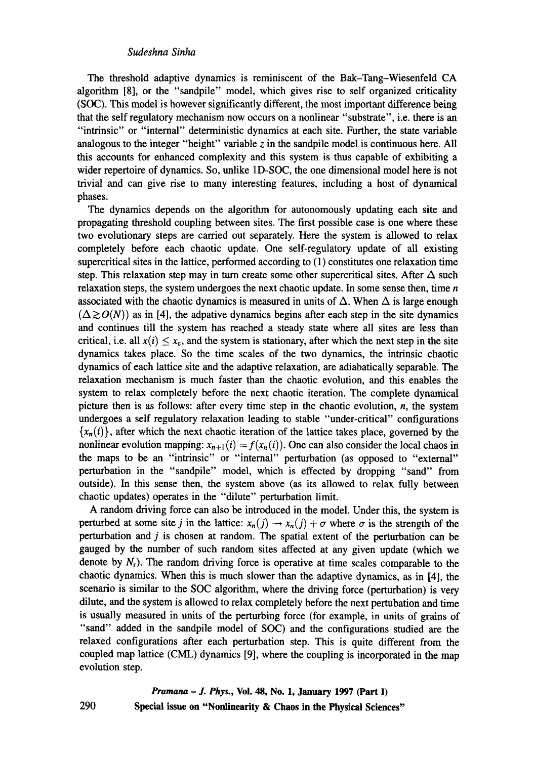The threshold adaptive dynamics is reminiscent of the Bak–Tang–Wiesenfeld CA algorithm [8], or the "sandpile" model, which gives rise to self organized criticality (SOC). This model is however significantly different, the most important difference being that the self regulatory mechanism now occurs on a nonlinear "substrate", i.e. there is an "intrinsic" or "internal" deterministic dynamics at each site. Further, the state variable analogous to the integer "height" variable $z$ in the sandpile model is continuous here. All this accounts for enhanced complexity and this system is thus capable of exhibiting a wider repertoire of dynamics. So, unlike 1D-SOC, the one dimensional model here is not trivial and can give rise to many interesting features, including a host of dynamical phases.

The dynamics depends on the algorithm for autonomously updating each site and propagating threshold coupling between sites. The first possible case is one where these two evolutionary steps are carried out separately. Here the system is allowed to relax completely before each chaotic update. One self-regulatory update of all existing supercritical sites in the lattice, performed according to (1) constitutes one relaxation time step. This relaxation step may in turn create some other supercritical sites. After $\Delta$ such relaxation steps, the system undergoes the next chaotic update. In some sense then, time $n$ associated with the chaotic dynamics is measured in units of $\Delta$. When $\Delta$ is large enough ($\Delta \gtrsim O(N)$) as in [4], the adpative dynamics begins after each step in the site dynamics and continues till the system has reached a steady state where all sites are less than critical, i.e. all $x(i) \leq x_c$, and the system is stationary, after which the next step in the site dynamics takes place. So the time scales of the two dynamics, the intrinsic chaotic dynamics of each lattice site and the adaptive relaxation, are adiabatically separable. The relaxation mechanism is much faster than the chaotic evolution, and this enables the system to relax completely before the next chaotic iteration. The complete dynamical picture then is as follows: after every time step in the chaotic evolution, $n$, the system undergoes a self regulatory relaxation leading to stable "under-critical" configurations $\{x_n(i)\}$, after which the next chaotic iteration of the lattice takes place, governed by the nonlinear evolution mapping: $x_{n+1}(i) = f(x_n(i))$. One can also consider the local chaos in the maps to be an "intrinsic" or "internal" perturbation (as opposed to "external" perturbation in the "sandpile" model, which is effected by dropping "sand" from outside). In this sense then, the system above (as its allowed to relax fully between chaotic updates) operates in the "dilute" perturbation limit.

A random driving force can also be introduced in the model. Under this, the system is perturbed at some site $j$ in the lattice: $x_n(j) \to x_n(j) + \sigma$ where $\sigma$ is the strength of the perturbation and $j$ is chosen at random. The spatial extent of the perturbation can be gauged by the number of such random sites affected at any given update (which we denote by $N_r$). The random driving force is operative at time scales comparable to the chaotic dynamics. When this is much slower than the adaptive dynamics, as in [4], the scenario is similar to the SOC algorithm, where the driving force (perturbation) is very dilute, and the system is allowed to relax completely before the next pertubation and time is usually measured in units of the perturbing force (for example, in units of grains of "sand" added in the sandpile model of SOC) and the configurations studied are the relaxed configurations after each perturbation step. This is quite different from the coupled map lattice (CML) dynamics [9], where the coupling is incorporated in the map evolution step.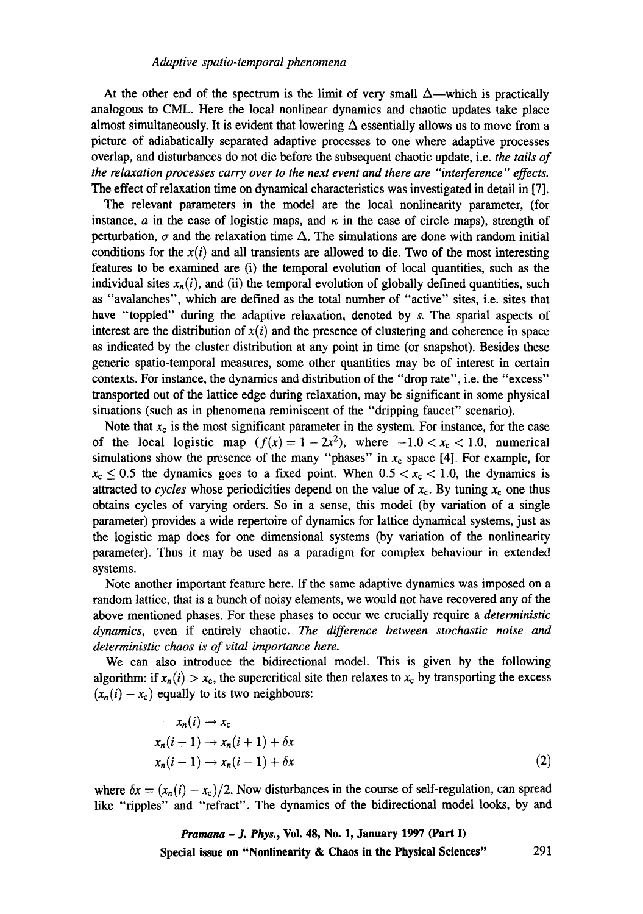At the other end of the spectrum is the limit of very small $\Delta$—which is practically analogous to CML. Here the local nonlinear dynamics and chaotic updates take place almost simultaneously. It is evident that lowering $\Delta$ essentially allows us to move from a picture of adiabatically separated adaptive processes to one where adaptive processes overlap, and disturbances do not die before the subsequent chaotic update, i.e. *the tails of the relaxation processes carry over to the next event and there are "interference" effects.* The effect of relaxation time on dynamical characteristics was investigated in detail in [7].

The relevant parameters in the model are the local nonlinearity parameter, (for instance, $a$ in the case of logistic maps, and $\kappa$ in the case of circle maps), strength of perturbation, $\sigma$ and the relaxation time $\Delta$. The simulations are done with random initial conditions for the $x(i)$ and all transients are allowed to die. Two of the most interesting features to be examined are (i) the temporal evolution of local quantities, such as the individual sites $x_n(i)$, and (ii) the temporal evolution of globally defined quantities, such as "avalanches", which are defined as the total number of "active" sites, i.e. sites that have "toppled" during the adaptive relaxation, denoted by $s$. The spatial aspects of interest are the distribution of $x(i)$ and the presence of clustering and coherence in space as indicated by the cluster distribution at any point in time (or snapshot). Besides these generic spatio-temporal measures, some other quantities may be of interest in certain contexts. For instance, the dynamics and distribution of the "drop rate", i.e. the "excess" transported out of the lattice edge during relaxation, may be significant in some physical situations (such as in phenomena reminiscent of the "dripping faucet" scenario).

Note that $x_c$ is the most significant parameter in the system. For instance, for the case of the local logistic map ($f(x) = 1 - 2x^2$), where $-1.0 < x_c < 1.0$, numerical simulations show the presence of the many "phases" in $x_c$ space [4]. For example, for $x_c \leq 0.5$ the dynamics goes to a fixed point. When $0.5 < x_c < 1.0$, the dynamics is attracted to *cycles* whose periodicities depend on the value of $x_c$. By tuning $x_c$ one thus obtains cycles of varying orders. So in a sense, this model (by variation of a single parameter) provides a wide repertoire of dynamics for lattice dynamical systems, just as the logistic map does for one dimensional systems (by variation of the nonlinearity parameter). Thus it may be used as a paradigm for complex behaviour in extended systems.

Note another important feature here. If the same adaptive dynamics was imposed on a random lattice, that is a bunch of noisy elements, we would not have recovered any of the above mentioned phases. For these phases to occur we crucially require a *deterministic dynamics*, even if entirely chaotic. *The difference between stochastic noise and deterministic chaos is of vital importance here.*

We can also introduce the bidirectional model. This is given by the following algorithm: if $x_n(i) > x_c$, the supercritical site then relaxes to $x_c$ by transporting the excess $(x_n(i) - x_c)$ equally to its two neighbours:

$$
\begin{aligned}
x_n(i) &\to x_c \\
x_n(i+1) &\to x_n(i+1) + \delta x \\
x_n(i-1) &\to x_n(i-1) + \delta x
\end{aligned}
\tag{2}
$$

where $\delta x = (x_n(i) - x_c)/2$. Now disturbances in the course of self-regulation, can spread like "ripples" and "refract". The dynamics of the bidirectional model looks, by and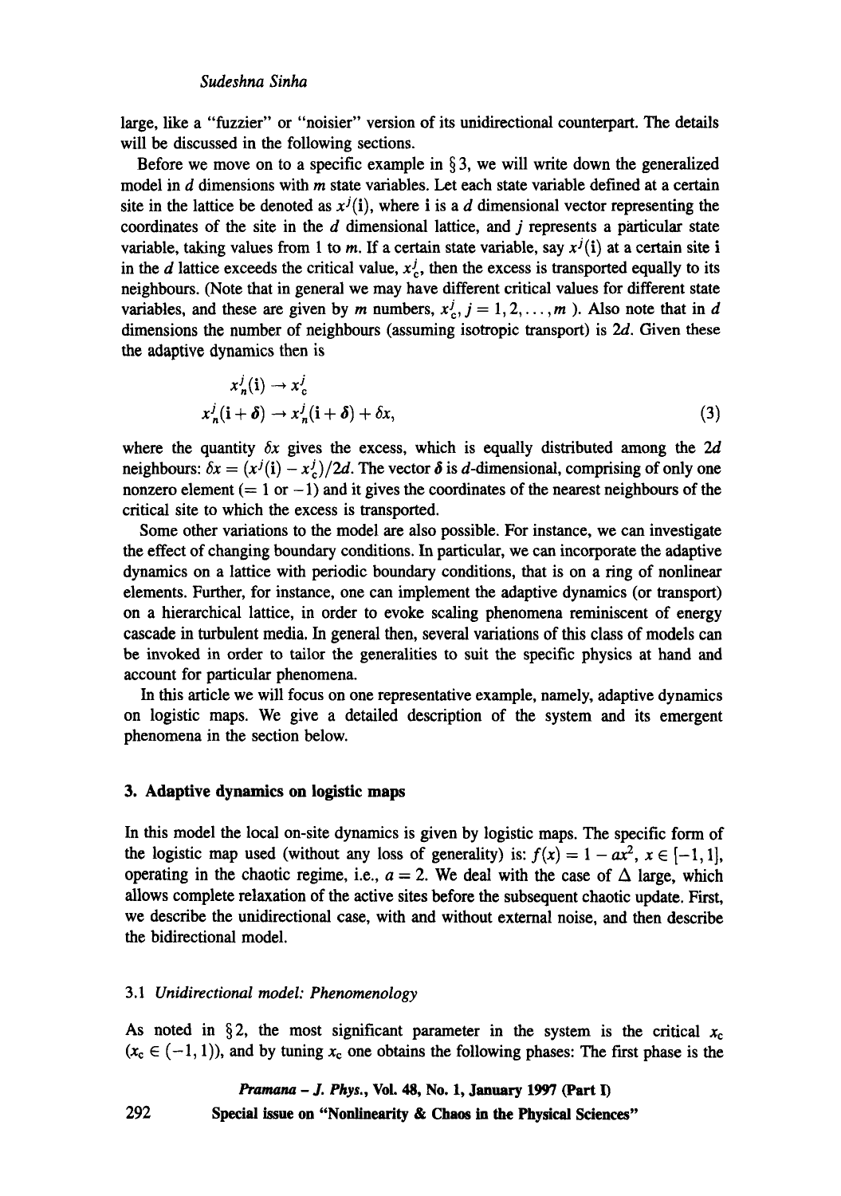large, like a "fuzzier" or "noisier" version of its unidirectional counterpart. The details will be discussed in the following sections.

Before we move on to a specific example in § 3, we will write down the generalized model in $d$ dimensions with $m$ state variables. Let each state variable defined at a certain site in the lattice be denoted as $x^j(\mathbf{i})$, where $\mathbf{i}$ is a $d$ dimensional vector representing the coordinates of the site in the $d$ dimensional lattice, and $j$ represents a particular state variable, taking values from 1 to $m$. If a certain state variable, say $x^j(\mathbf{i})$ at a certain site $\mathbf{i}$ in the $d$ lattice exceeds the critical value, $x^j_c$, then the excess is transported equally to its neighbours. (Note that in general we may have different critical values for different state variables, and these are given by $m$ numbers, $x^j_c, j = 1, 2, \ldots, m$ ). Also note that in $d$ dimensions the number of neighbours (assuming isotropic transport) is $2d$. Given these the adaptive dynamics then is

$$
\begin{aligned}
&x^j_n(\mathbf{i}) \to x^j_c \\
&x^j_n(\mathbf{i} + \boldsymbol{\delta}) \to x^j_n(\mathbf{i} + \boldsymbol{\delta}) + \delta x,
\end{aligned}
\tag{3}
$$

where the quantity $\delta x$ gives the excess, which is equally distributed among the $2d$ neighbours: $\delta x = (x^j(\mathbf{i}) - x^j_c)/2d$. The vector $\boldsymbol{\delta}$ is $d$-dimensional, comprising of only one nonzero element ($= 1$ or $-1$) and it gives the coordinates of the nearest neighbours of the critical site to which the excess is transported.

Some other variations to the model are also possible. For instance, we can investigate the effect of changing boundary conditions. In particular, we can incorporate the adaptive dynamics on a lattice with periodic boundary conditions, that is on a ring of nonlinear elements. Further, for instance, one can implement the adaptive dynamics (or transport) on a hierarchical lattice, in order to evoke scaling phenomena reminiscent of energy cascade in turbulent media. In general then, several variations of this class of models can be invoked in order to tailor the generalities to suit the specific physics at hand and account for particular phenomena.

In this article we will focus on one representative example, namely, adaptive dynamics on logistic maps. We give a detailed description of the system and its emergent phenomena in the section below.

## 3. Adaptive dynamics on logistic maps

In this model the local on-site dynamics is given by logistic maps. The specific form of the logistic map used (without any loss of generality) is: $f(x) = 1 - ax^2$, $x \in [-1, 1]$, operating in the chaotic regime, i.e., $a = 2$. We deal with the case of $\Delta$ large, which allows complete relaxation of the active sites before the subsequent chaotic update. First, we describe the unidirectional case, with and without external noise, and then describe the bidirectional model.

### 3.1 *Unidirectional model: Phenomenology*

As noted in § 2, the most significant parameter in the system is the critical $x_c$ ($x_c \in (-1, 1)$), and by tuning $x_c$ one obtains the following phases: The first phase is the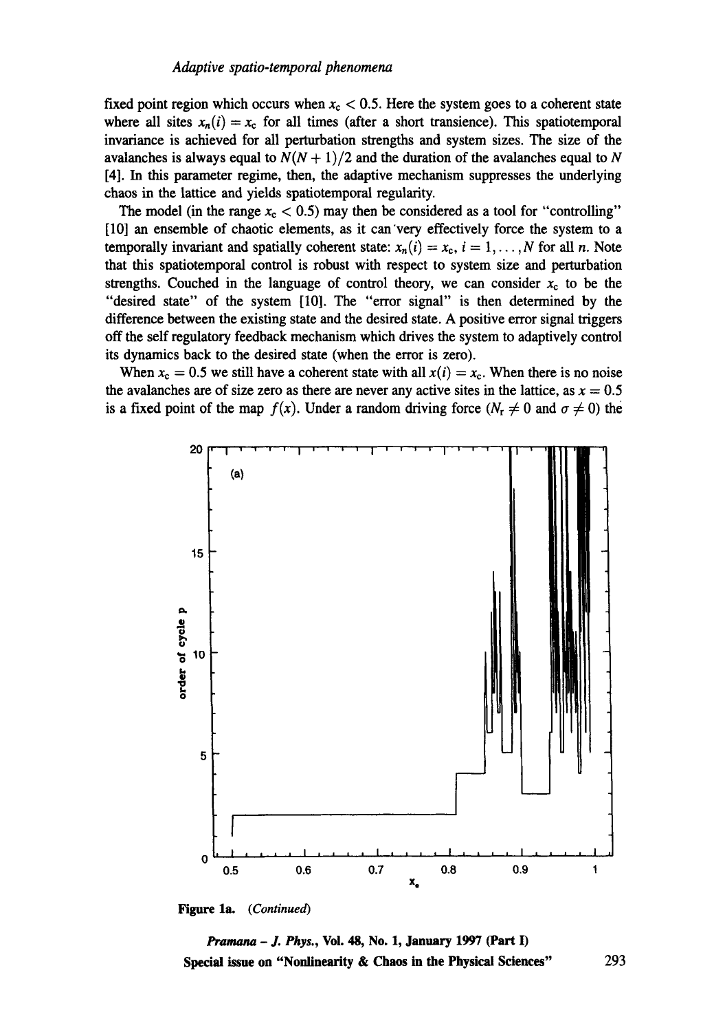fixed point region which occurs when $x_c < 0.5$. Here the system goes to a coherent state where all sites $x_n(i) = x_c$ for all times (after a short transience). This spatiotemporal invariance is achieved for all perturbation strengths and system sizes. The size of the avalanches is always equal to $N(N+1)/2$ and the duration of the avalanches equal to $N$ [4]. In this parameter regime, then, the adaptive mechanism suppresses the underlying chaos in the lattice and yields spatiotemporal regularity.

The model (in the range $x_c < 0.5$) may then be considered as a tool for "controlling" [10] an ensemble of chaotic elements, as it can very effectively force the system to a temporally invariant and spatially coherent state: $x_n(i) = x_c$, $i = 1, \ldots, N$ for all $n$. Note that this spatiotemporal control is robust with respect to system size and perturbation strengths. Couched in the language of control theory, we can consider $x_c$ to be the "desired state" of the system [10]. The "error signal" is then determined by the difference between the existing state and the desired state. A positive error signal triggers off the self regulatory feedback mechanism which drives the system to adaptively control its dynamics back to the desired state (when the error is zero).

When $x_c = 0.5$ we still have a coherent state with all $x(i) = x_c$. When there is no noise the avalanches are of size zero as there are never any active sites in the lattice, as $x = 0.5$ is a fixed point of the map $f(x)$. Under a random driving force ($N_r \neq 0$ and $\sigma \neq 0$) the

**Figure 1a.** *(Continued)*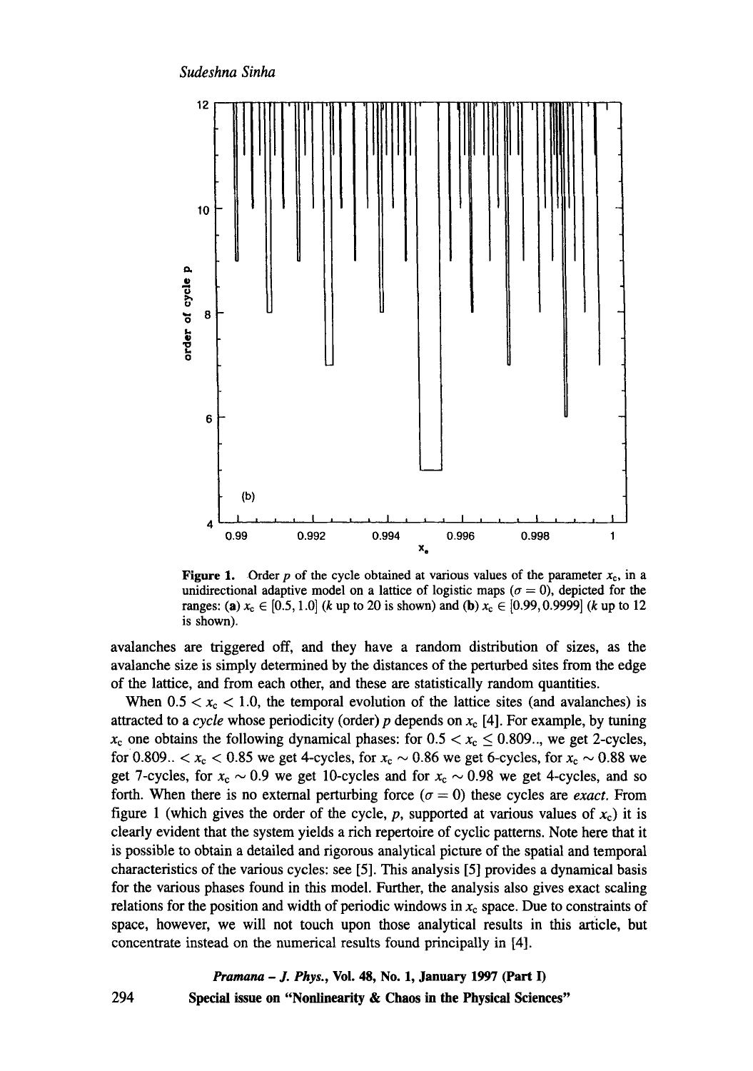**Figure 1.** Order $p$ of the cycle obtained at various values of the parameter $x_c$, in a unidirectional adaptive model on a lattice of logistic maps ($\sigma = 0$), depicted for the ranges: (**a**) $x_c \in [0.5, 1.0]$ ($k$ up to 20 is shown) and (**b**) $x_c \in [0.99, 0.9999]$ ($k$ up to 12 is shown).

avalanches are triggered off, and they have a random distribution of sizes, as the avalanche size is simply determined by the distances of the perturbed sites from the edge of the lattice, and from each other, and these are statistically random quantities.

When $0.5 < x_c < 1.0$, the temporal evolution of the lattice sites (and avalanches) is attracted to a *cycle* whose periodicity (order) $p$ depends on $x_c$ [4]. For example, by tuning $x_c$ one obtains the following dynamical phases: for $0.5 < x_c \leq 0.809..$, we get 2-cycles, for $0.809.. < x_c < 0.85$ we get 4-cycles, for $x_c \sim 0.86$ we get 6-cycles, for $x_c \sim 0.88$ we get 7-cycles, for $x_c \sim 0.9$ we get 10-cycles and for $x_c \sim 0.98$ we get 4-cycles, and so forth. When there is no external perturbing force ($\sigma = 0$) these cycles are *exact*. From figure 1 (which gives the order of the cycle, $p$, supported at various values of $x_c$) it is clearly evident that the system yields a rich repertoire of cyclic patterns. Note here that it is possible to obtain a detailed and rigorous analytical picture of the spatial and temporal characteristics of the various cycles: see [5]. This analysis [5] provides a dynamical basis for the various phases found in this model. Further, the analysis also gives exact scaling relations for the position and width of periodic windows in $x_c$ space. Due to constraints of space, however, we will not touch upon those analytical results in this article, but concentrate instead on the numerical results found principally in [4].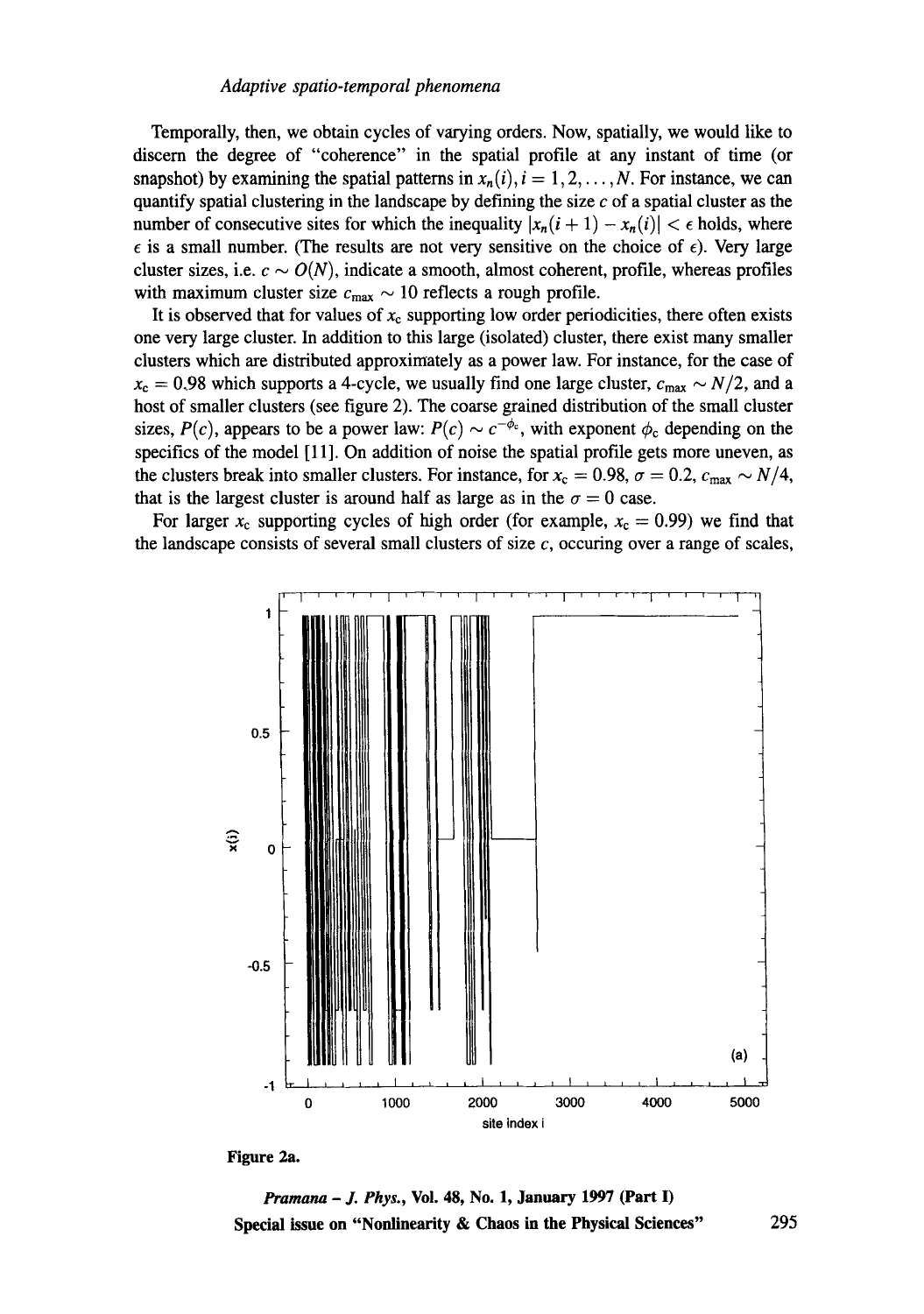Temporally, then, we obtain cycles of varying orders. Now, spatially, we would like to discern the degree of "coherence" in the spatial profile at any instant of time (or snapshot) by examining the spatial patterns in $x_n(i), i = 1, 2, \ldots, N$. For instance, we can quantify spatial clustering in the landscape by defining the size $c$ of a spatial cluster as the number of consecutive sites for which the inequality $|x_n(i+1) - x_n(i)| < \epsilon$ holds, where $\epsilon$ is a small number. (The results are not very sensitive on the choice of $\epsilon$). Very large cluster sizes, i.e. $c \sim O(N)$, indicate a smooth, almost coherent, profile, whereas profiles with maximum cluster size $c_{\text{max}} \sim 10$ reflects a rough profile.

It is observed that for values of $x_c$ supporting low order periodicities, there often exists one very large cluster. In addition to this large (isolated) cluster, there exist many smaller clusters which are distributed approximately as a power law. For instance, for the case of $x_c = 0.98$ which supports a 4-cycle, we usually find one large cluster, $c_{\text{max}} \sim N/2$, and a host of smaller clusters (see figure 2). The coarse grained distribution of the small cluster sizes, $P(c)$, appears to be a power law: $P(c) \sim c^{-\phi_c}$, with exponent $\phi_c$ depending on the specifics of the model [11]. On addition of noise the spatial profile gets more uneven, as the clusters break into smaller clusters. For instance, for $x_c = 0.98$, $\sigma = 0.2$, $c_{\text{max}} \sim N/4$, that is the largest cluster is around half as large as in the $\sigma = 0$ case.

For larger $x_c$ supporting cycles of high order (for example, $x_c = 0.99$) we find that the landscape consists of several small clusters of size $c$, occuring over a range of scales,

**Figure 2a.**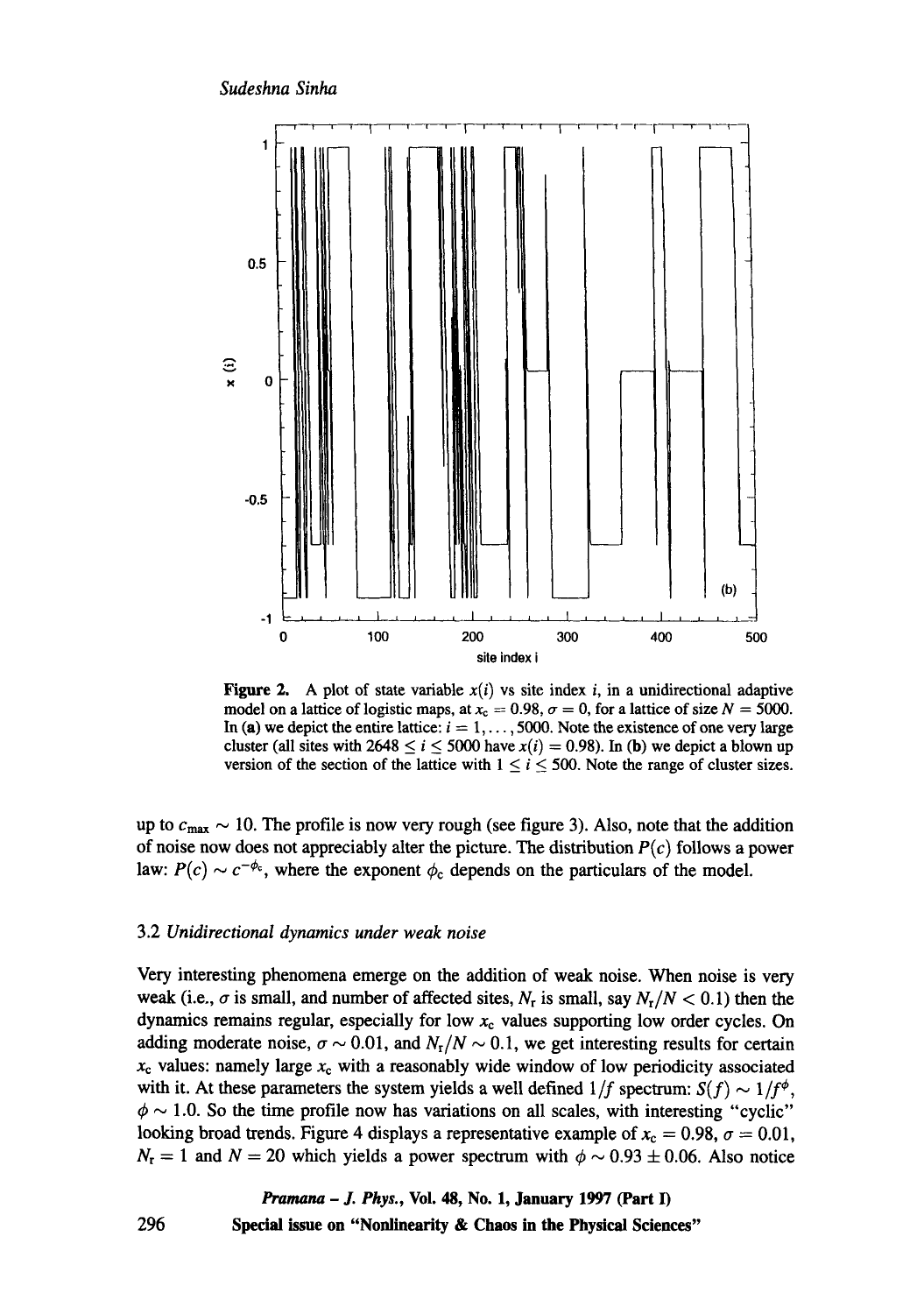**Figure 2.** A plot of state variable $x(i)$ vs site index $i$, in a unidirectional adaptive model on a lattice of logistic maps, at $x_c = 0.98$, $\sigma = 0$, for a lattice of size $N = 5000$. In (a) we depict the entire lattice: $i = 1, \ldots, 5000$. Note the existence of one very large cluster (all sites with $2648 \leq i \leq 5000$ have $x(i) = 0.98$). In (b) we depict a blown up version of the section of the lattice with $1 \leq i \leq 500$. Note the range of cluster sizes.

up to $c_{max} \sim 10$. The profile is now very rough (see figure 3). Also, note that the addition of noise now does not appreciably alter the picture. The distribution $P(c)$ follows a power law: $P(c) \sim c^{-\phi_c}$, where the exponent $\phi_c$ depends on the particulars of the model.

### 3.2 *Unidirectional dynamics under weak noise*

Very interesting phenomena emerge on the addition of weak noise. When noise is very weak (i.e., $\sigma$ is small, and number of affected sites, $N_r$ is small, say $N_r/N < 0.1$) then the dynamics remains regular, especially for low $x_c$ values supporting low order cycles. On adding moderate noise, $\sigma \sim 0.01$, and $N_r/N \sim 0.1$, we get interesting results for certain $x_c$ values: namely large $x_c$ with a reasonably wide window of low periodicity associated with it. At these parameters the system yields a well defined $1/f$ spectrum: $S(f) \sim 1/f^{\phi}$, $\phi \sim 1.0$. So the time profile now has variations on all scales, with interesting "cyclic" looking broad trends. Figure 4 displays a representative example of $x_c = 0.98$, $\sigma = 0.01$, $N_r = 1$ and $N = 20$ which yields a power spectrum with $\phi \sim 0.93 \pm 0.06$. Also notice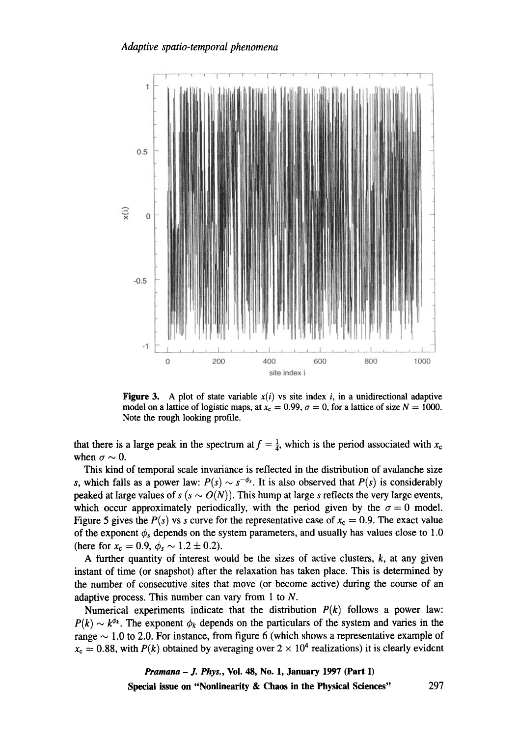**Figure 3.** A plot of state variable $x(i)$ vs site index $i$, in a unidirectional adaptive model on a lattice of logistic maps, at $x_c = 0.99$, $\sigma = 0$, for a lattice of size $N = 1000$. Note the rough looking profile.

that there is a large peak in the spectrum at $f = \frac{1}{4}$, which is the period associated with $x_c$ when $\sigma \sim 0$.

This kind of temporal scale invariance is reflected in the distribution of avalanche size $s$, which falls as a power law: $P(s) \sim s^{-\phi_s}$. It is also observed that $P(s)$ is considerably peaked at large values of $s$ ($s \sim O(N)$). This hump at large $s$ reflects the very large events, which occur approximately periodically, with the period given by the $\sigma = 0$ model. Figure 5 gives the $P(s)$ vs $s$ curve for the representative case of $x_c = 0.9$. The exact value of the exponent $\phi_s$ depends on the system parameters, and usually has values close to 1.0 (here for $x_c = 0.9$, $\phi_s \sim 1.2 \pm 0.2$).

A further quantity of interest would be the sizes of active clusters, $k$, at any given instant of time (or snapshot) after the relaxation has taken place. This is determined by the number of consecutive sites that move (or become active) during the course of an adaptive process. This number can vary from 1 to $N$.

Numerical experiments indicate that the distribution $P(k)$ follows a power law: $P(k) \sim k^{\phi_k}$. The exponent $\phi_k$ depends on the particulars of the system and varies in the range $\sim 1.0$ to 2.0. For instance, from figure 6 (which shows a representative example of $x_c = 0.88$, with $P(k)$ obtained by averaging over $2 \times 10^4$ realizations) it is clearly evident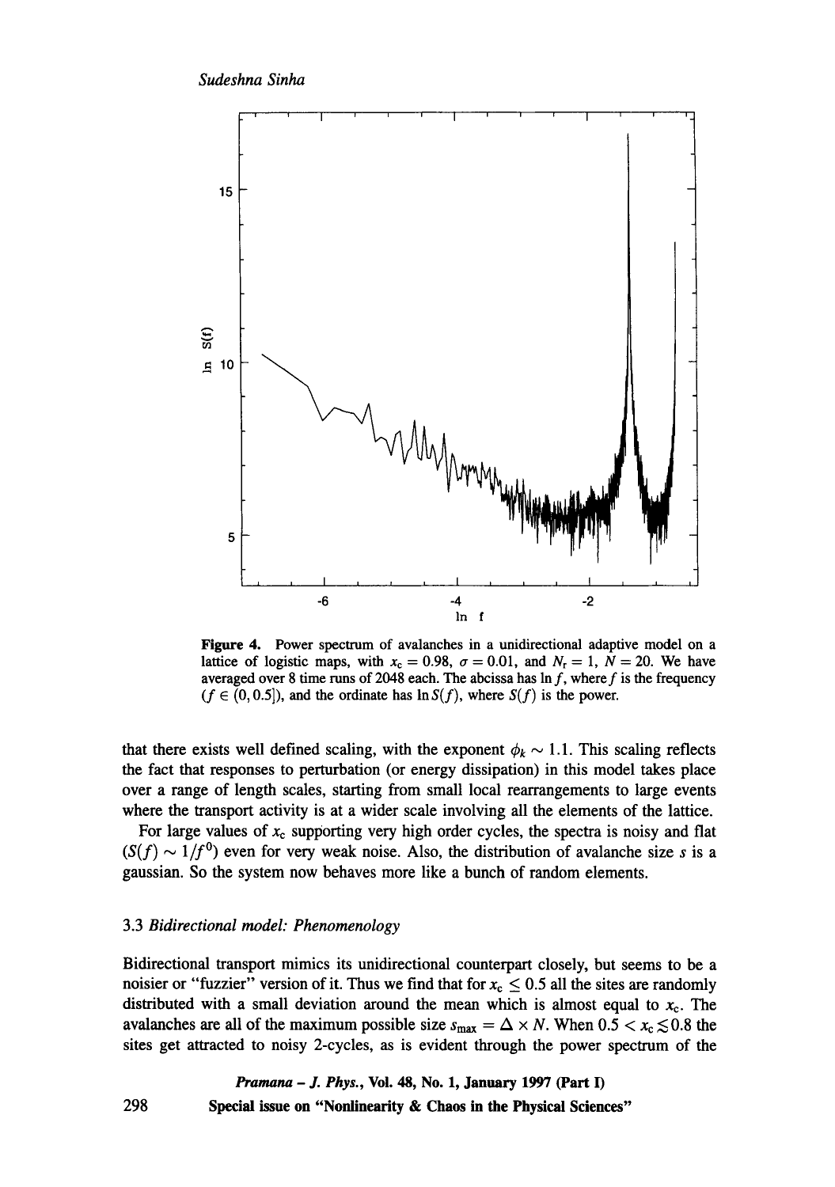**Figure 4.** Power spectrum of avalanches in a unidirectional adaptive model on a lattice of logistic maps, with $x_c = 0.98$, $\sigma = 0.01$, and $N_r = 1$, $N = 20$. We have averaged over 8 time runs of 2048 each. The abcissa has $\ln f$, where $f$ is the frequency ($f \in (0, 0.5]$), and the ordinate has $\ln S(f)$, where $S(f)$ is the power.

that there exists well defined scaling, with the exponent $\phi_k \sim 1.1$. This scaling reflects the fact that responses to perturbation (or energy dissipation) in this model takes place over a range of length scales, starting from small local rearrangements to large events where the transport activity is at a wider scale involving all the elements of the lattice.

For large values of $x_c$ supporting very high order cycles, the spectra is noisy and flat ($S(f) \sim 1/f^0$) even for very weak noise. Also, the distribution of avalanche size $s$ is a gaussian. So the system now behaves more like a bunch of random elements.

### 3.3 *Bidirectional model: Phenomenology*

Bidirectional transport mimics its unidirectional counterpart closely, but seems to be a noisier or "fuzzier" version of it. Thus we find that for $x_c \leq 0.5$ all the sites are randomly distributed with a small deviation around the mean which is almost equal to $x_c$. The avalanches are all of the maximum possible size $s_{\max} = \Delta \times N$. When $0.5 < x_c \lesssim 0.8$ the sites get attracted to noisy 2-cycles, as is evident through the power spectrum of the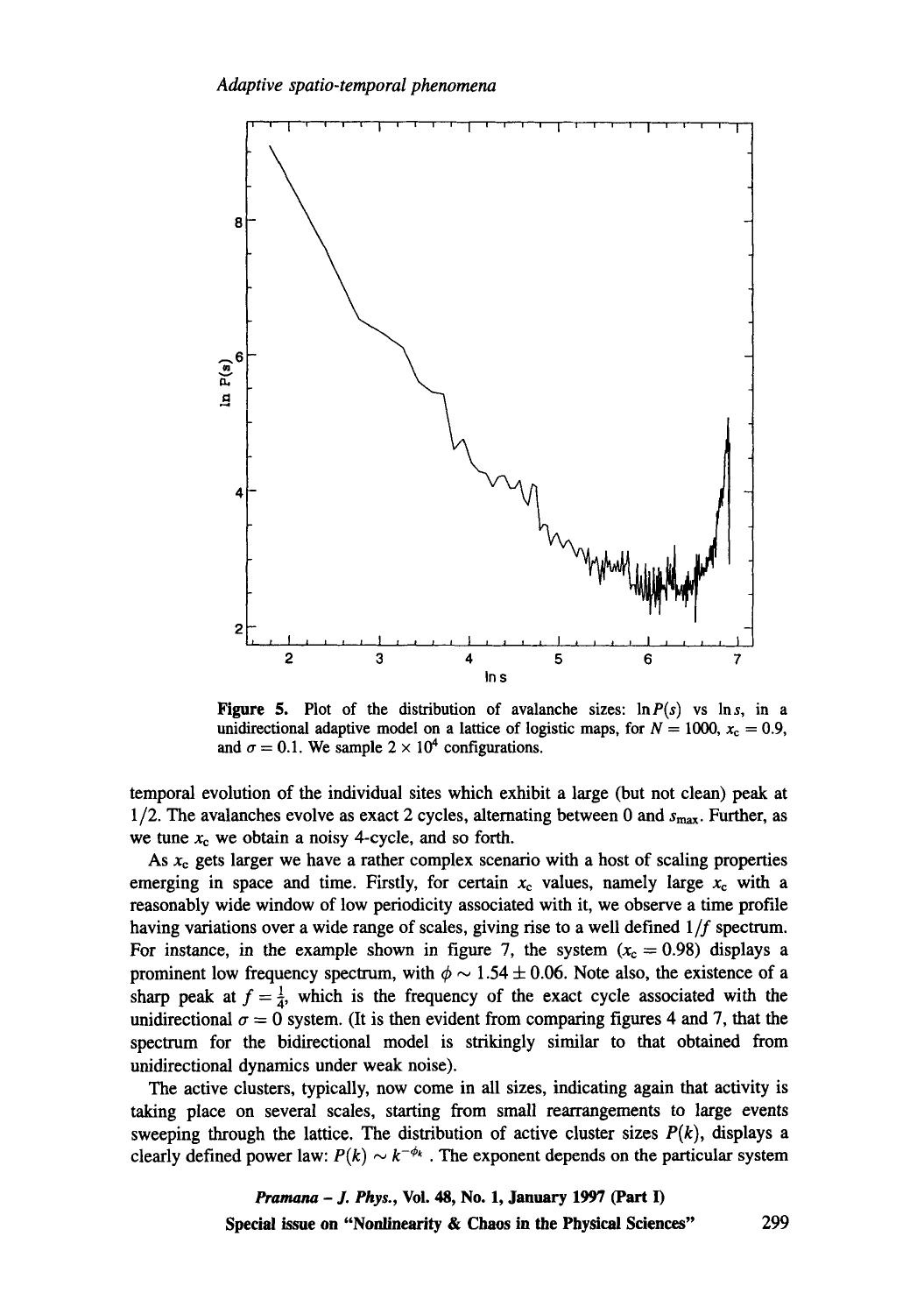**Figure 5.** Plot of the distribution of avalanche sizes: $\ln P(s)$ vs $\ln s$, in a unidirectional adaptive model on a lattice of logistic maps, for $N = 1000$, $x_c = 0.9$, and $\sigma = 0.1$. We sample $2 \times 10^4$ configurations.

temporal evolution of the individual sites which exhibit a large (but not clean) peak at $1/2$. The avalanches evolve as exact 2 cycles, alternating between 0 and $s_{\max}$. Further, as we tune $x_c$ we obtain a noisy 4-cycle, and so forth.

As $x_c$ gets larger we have a rather complex scenario with a host of scaling properties emerging in space and time. Firstly, for certain $x_c$ values, namely large $x_c$ with a reasonably wide window of low periodicity associated with it, we observe a time profile having variations over a wide range of scales, giving rise to a well defined $1/f$ spectrum. For instance, in the example shown in figure 7, the system ($x_c = 0.98$) displays a prominent low frequency spectrum, with $\phi \sim 1.54 \pm 0.06$. Note also, the existence of a sharp peak at $f = \frac{1}{4}$, which is the frequency of the exact cycle associated with the unidirectional $\sigma = 0$ system. (It is then evident from comparing figures 4 and 7, that the spectrum for the bidirectional model is strikingly similar to that obtained from unidirectional dynamics under weak noise).

The active clusters, typically, now come in all sizes, indicating again that activity is taking place on several scales, starting from small rearrangements to large events sweeping through the lattice. The distribution of active cluster sizes $P(k)$, displays a clearly defined power law: $P(k) \sim k^{-\phi_k}$. The exponent depends on the particular system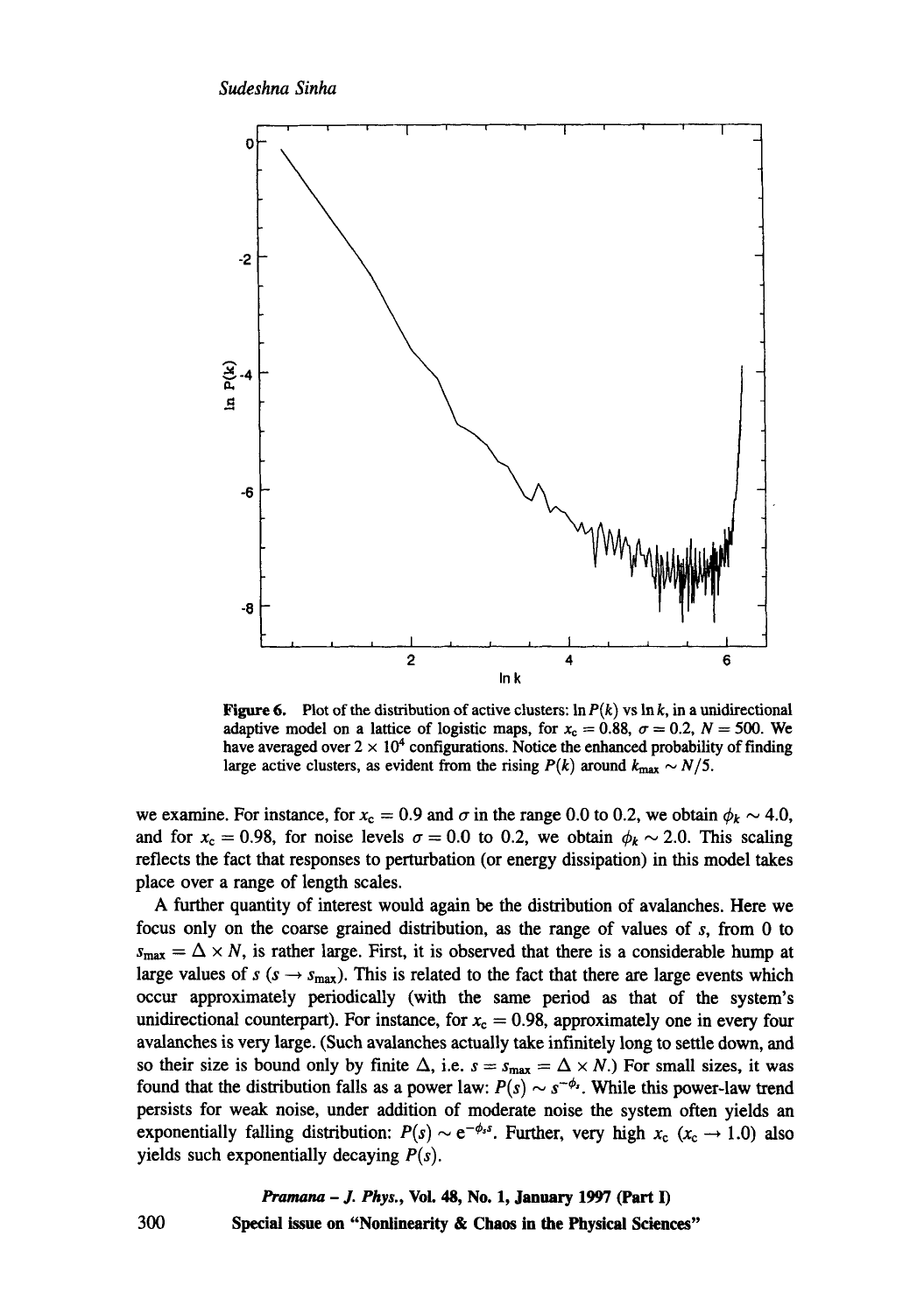**Figure 6.** Plot of the distribution of active clusters: $\ln P(k)$ vs $\ln k$, in a unidirectional adaptive model on a lattice of logistic maps, for $x_c = 0.88$, $\sigma = 0.2$, $N = 500$. We have averaged over $2 \times 10^4$ configurations. Notice the enhanced probability of finding large active clusters, as evident from the rising $P(k)$ around $k_{\max} \sim N/5$.

we examine. For instance, for $x_c = 0.9$ and $\sigma$ in the range 0.0 to 0.2, we obtain $\phi_k \sim 4.0$, and for $x_c = 0.98$, for noise levels $\sigma = 0.0$ to 0.2, we obtain $\phi_k \sim 2.0$. This scaling reflects the fact that responses to perturbation (or energy dissipation) in this model takes place over a range of length scales.

A further quantity of interest would again be the distribution of avalanches. Here we focus only on the coarse grained distribution, as the range of values of $s$, from 0 to $s_{\max} = \Delta \times N$, is rather large. First, it is observed that there is a considerable hump at large values of $s$ ($s \rightarrow s_{\max}$). This is related to the fact that there are large events which occur approximately periodically (with the same period as that of the system's unidirectional counterpart). For instance, for $x_c = 0.98$, approximately one in every four avalanches is very large. (Such avalanches actually take infinitely long to settle down, and so their size is bound only by finite $\Delta$, i.e. $s = s_{\max} = \Delta \times N$.) For small sizes, it was found that the distribution falls as a power law: $P(s) \sim s^{-\phi_s}$. While this power-law trend persists for weak noise, under addition of moderate noise the system often yields an exponentially falling distribution: $P(s) \sim e^{-\phi_s s}$. Further, very high $x_c$ ($x_c \rightarrow 1.0$) also yields such exponentially decaying $P(s)$.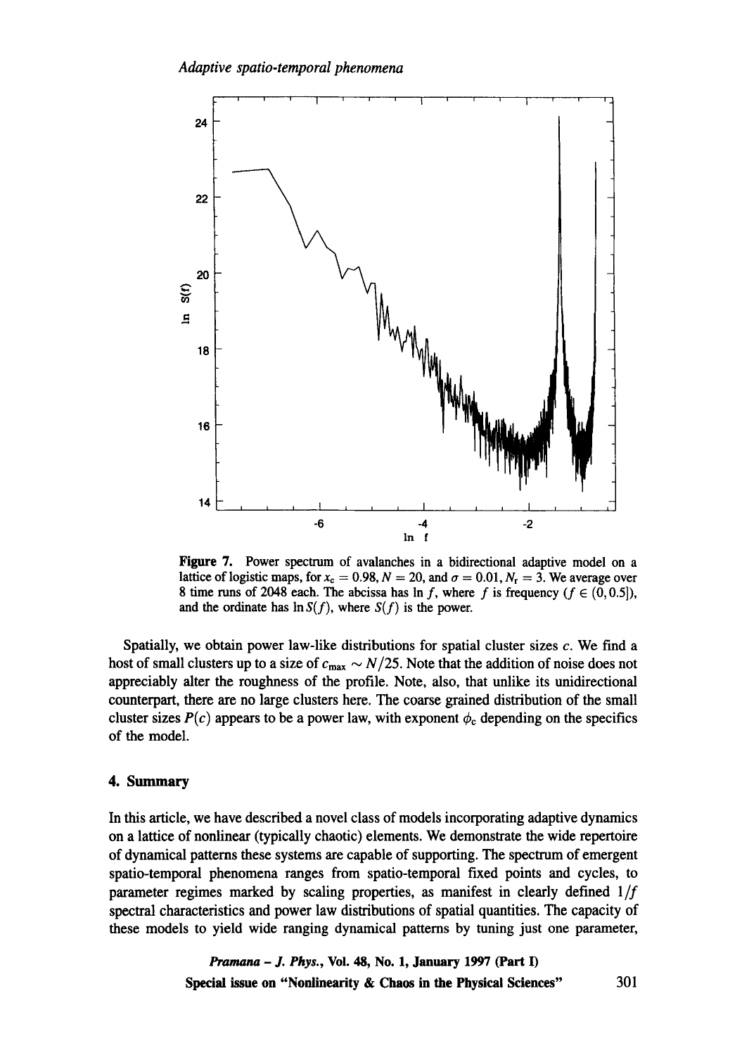Figure 7. Power spectrum of avalanches in a bidirectional adaptive model on a lattice of logistic maps, for $x_c = 0.98$, $N = 20$, and $\sigma = 0.01$, $N_r = 3$. We average over 8 time runs of 2048 each. The abcissa has $\ln f$, where $f$ is frequency ($f \in (0, 0.5]$), and the ordinate has $\ln S(f)$, where $S(f)$ is the power.

Spatially, we obtain power law-like distributions for spatial cluster sizes $c$. We find a host of small clusters up to a size of $c_{\max} \sim N/25$. Note that the addition of noise does not appreciably alter the roughness of the profile. Note, also, that unlike its unidirectional counterpart, there are no large clusters here. The coarse grained distribution of the small cluster sizes $P(c)$ appears to be a power law, with exponent $\phi_c$ depending on the specifics of the model.

## 4. Summary

In this article, we have described a novel class of models incorporating adaptive dynamics on a lattice of nonlinear (typically chaotic) elements. We demonstrate the wide repertoire of dynamical patterns these systems are capable of supporting. The spectrum of emergent spatio-temporal phenomena ranges from spatio-temporal fixed points and cycles, to parameter regimes marked by scaling properties, as manifest in clearly defined $1/f$ spectral characteristics and power law distributions of spatial quantities. The capacity of these models to yield wide ranging dynamical patterns by tuning just one parameter,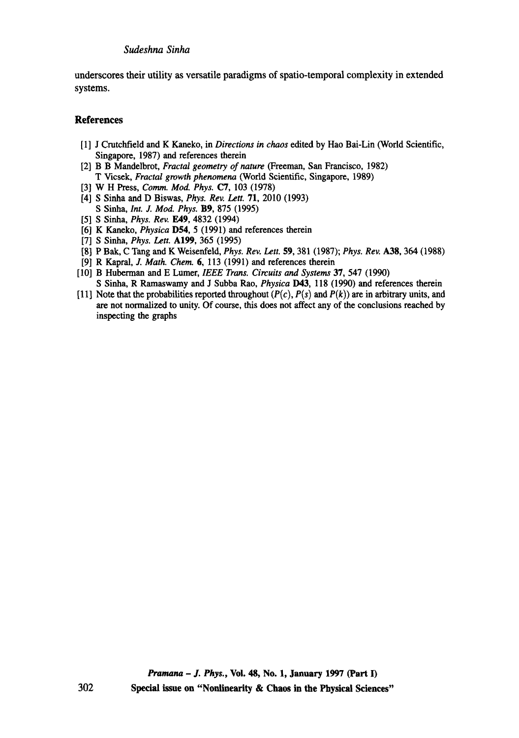underscores their utility as versatile paradigms of spatio-temporal complexity in extended systems.

## References

[1] J Crutchfield and K Kaneko, in *Directions in chaos* edited by Hao Bai-Lin (World Scientific, Singapore, 1987) and references therein

[2] B B Mandelbrot, *Fractal geometry of nature* (Freeman, San Francisco, 1982)
T Vicsek, *Fractal growth phenomena* (World Scientific, Singapore, 1989)

[3] W H Press, *Comm. Mod. Phys.* **C7**, 103 (1978)

[4] S Sinha and D Biswas, *Phys. Rev. Lett.* **71**, 2010 (1993)
S Sinha, *Int. J. Mod. Phys.* **B9**, 875 (1995)

[5] S Sinha, *Phys. Rev.* **E49**, 4832 (1994)

[6] K Kaneko, *Physica* **D54**, 5 (1991) and references therein

[7] S Sinha, *Phys. Lett.* **A199**, 365 (1995)

[8] P Bak, C Tang and K Weisenfeld, *Phys. Rev. Lett.* **59**, 381 (1987); *Phys. Rev.* **A38**, 364 (1988)

[9] R Kapral, *J. Math. Chem.* **6**, 113 (1991) and references therein

[10] B Huberman and E Lumer, *IEEE Trans. Circuits and Systems* **37**, 547 (1990)
S Sinha, R Ramaswamy and J Subba Rao, *Physica* **D43**, 118 (1990) and references therein

[11] Note that the probabilities reported throughout ($P(c)$, $P(s)$ and $P(k)$) are in arbitrary units, and are not normalized to unity. Of course, this does not affect any of the conclusions reached by inspecting the graphs